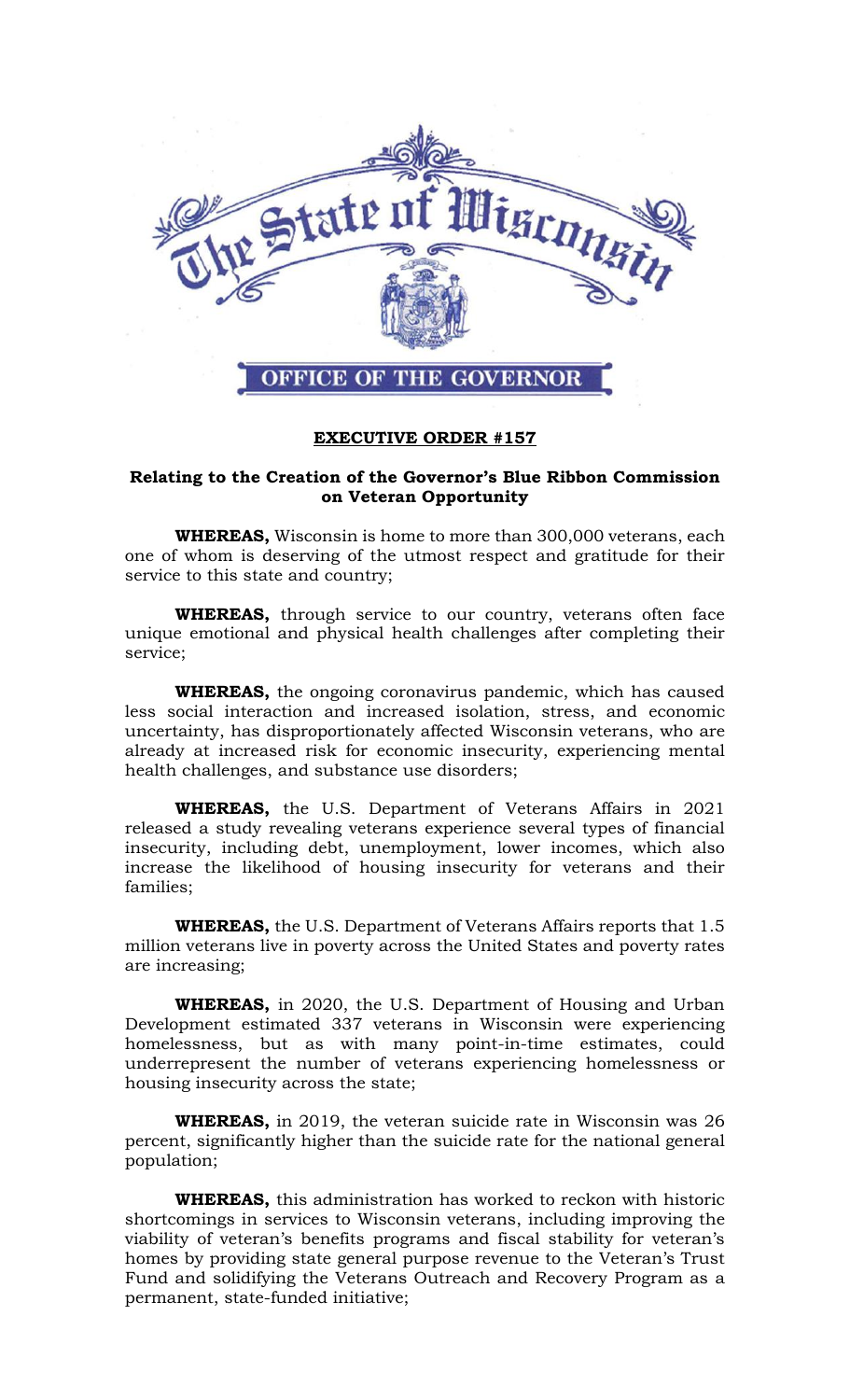The State of Wisconsin

OFFICE OF THE GOVERNOR

**EXECUTIVE ORDER #157**

**Relating to the Creation of the Governor's Blue Ribbon Commission on Veteran Opportunity**

**WHEREAS,** Wisconsin is home to more than 300,000 veterans, each one of whom is deserving of the utmost respect and gratitude for their service to this state and country;

**WHEREAS,** through service to our country, veterans often face unique emotional and physical health challenges after completing their service;

**WHEREAS,** the ongoing coronavirus pandemic, which has caused less social interaction and increased isolation, stress, and economic uncertainty, has disproportionately affected Wisconsin veterans, who are already at increased risk for economic insecurity, experiencing mental health challenges, and substance use disorders;

**WHEREAS,** the U.S. Department of Veterans Affairs in 2021 released a study revealing veterans experience several types of financial insecurity, including debt, unemployment, lower incomes, which also increase the likelihood of housing insecurity for veterans and their families;

**WHEREAS,** the U.S. Department of Veterans Affairs reports that 1.5 million veterans live in poverty across the United States and poverty rates are increasing;

**WHEREAS,** in 2020, the U.S. Department of Housing and Urban Development estimated 337 veterans in Wisconsin were experiencing homelessness, but as with many point-in-time estimates, could underrepresent the number of veterans experiencing homelessness or housing insecurity across the state;

**WHEREAS,** in 2019, the veteran suicide rate in Wisconsin was 26 percent, significantly higher than the suicide rate for the national general population;

**WHEREAS,** this administration has worked to reckon with historic shortcomings in services to Wisconsin veterans, including improving the viability of veteran's benefits programs and fiscal stability for veteran's homes by providing state general purpose revenue to the Veteran's Trust Fund and solidifying the Veterans Outreach and Recovery Program as a permanent, state-funded initiative;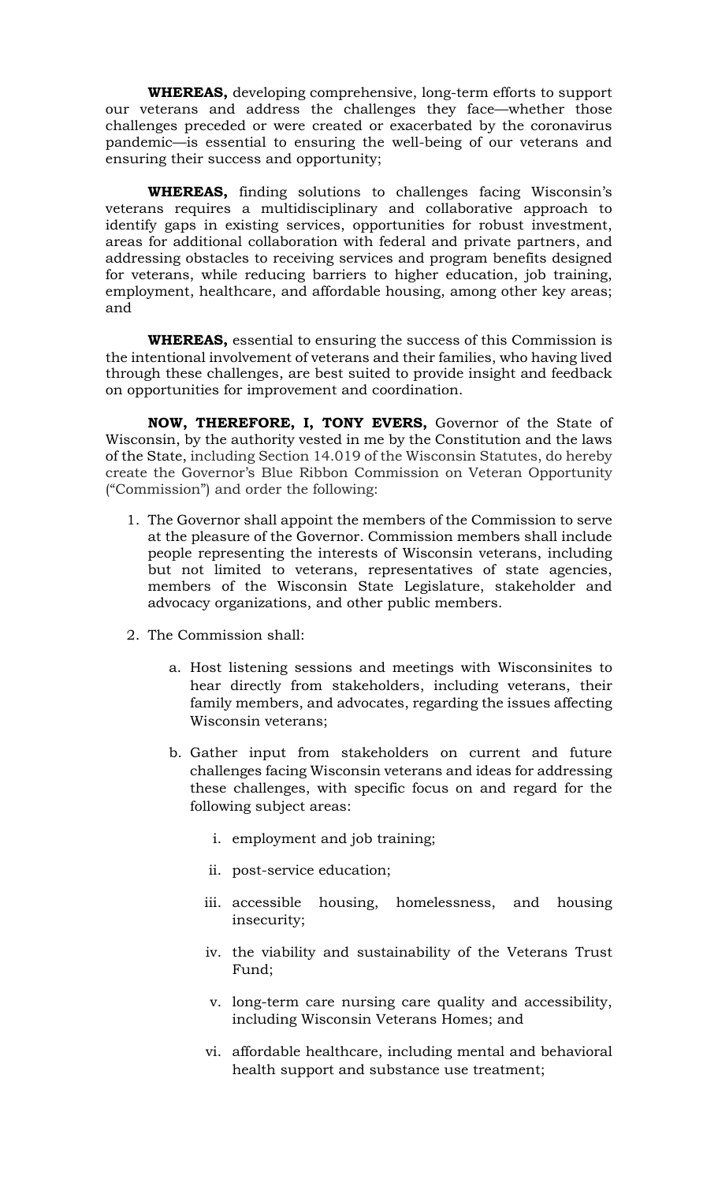**WHEREAS,** developing comprehensive, long-term efforts to support our veterans and address the challenges they face—whether those challenges preceded or were created or exacerbated by the coronavirus pandemic—is essential to ensuring the well-being of our veterans and ensuring their success and opportunity;

**WHEREAS,** finding solutions to challenges facing Wisconsin's veterans requires a multidisciplinary and collaborative approach to identify gaps in existing services, opportunities for robust investment, areas for additional collaboration with federal and private partners, and addressing obstacles to receiving services and program benefits designed for veterans, while reducing barriers to higher education, job training, employment, healthcare, and affordable housing, among other key areas; and

**WHEREAS,** essential to ensuring the success of this Commission is the intentional involvement of veterans and their families, who having lived through these challenges, are best suited to provide insight and feedback on opportunities for improvement and coordination.

**NOW, THEREFORE, I, TONY EVERS,** Governor of the State of Wisconsin, by the authority vested in me by the Constitution and the laws of the State, including Section 14.019 of the Wisconsin Statutes, do hereby create the Governor's Blue Ribbon Commission on Veteran Opportunity ("Commission") and order the following:

1. The Governor shall appoint the members of the Commission to serve at the pleasure of the Governor. Commission members shall include people representing the interests of Wisconsin veterans, including but not limited to veterans, representatives of state agencies, members of the Wisconsin State Legislature, stakeholder and advocacy organizations, and other public members.

2. The Commission shall:

   a. Host listening sessions and meetings with Wisconsinites to hear directly from stakeholders, including veterans, their family members, and advocates, regarding the issues affecting Wisconsin veterans;

   b. Gather input from stakeholders on current and future challenges facing Wisconsin veterans and ideas for addressing these challenges, with specific focus on and regard for the following subject areas:

      i. employment and job training;

      ii. post-service education;

      iii. accessible housing, homelessness, and housing insecurity;

      iv. the viability and sustainability of the Veterans Trust Fund;

      v. long-term care nursing care quality and accessibility, including Wisconsin Veterans Homes; and

      vi. affordable healthcare, including mental and behavioral health support and substance use treatment;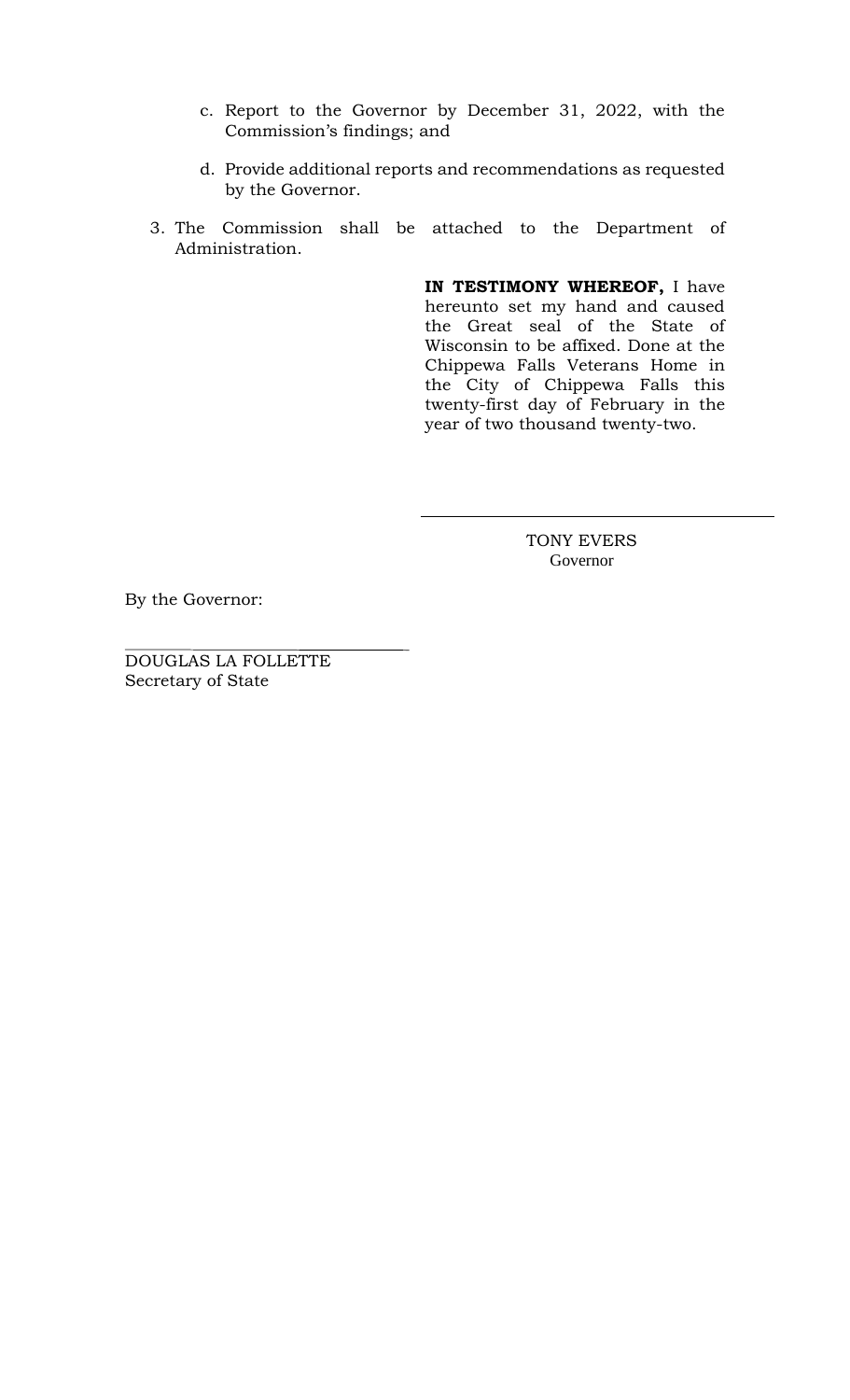c. Report to the Governor by December 31, 2022, with the Commission's findings; and

d. Provide additional reports and recommendations as requested by the Governor.

3. The Commission shall be attached to the Department of Administration.

**IN TESTIMONY WHEREOF,** I have hereunto set my hand and caused the Great seal of the State of Wisconsin to be affixed. Done at the Chippewa Falls Veterans Home in the City of Chippewa Falls this twenty-first day of February in the year of two thousand twenty-two.

\_\_\_\_\_\_\_\_\_\_\_\_\_\_\_\_\_\_\_\_\_\_\_\_\_\_\_\_\_\_\_\_

TONY EVERS
Governor

By the Governor:

\_\_\_\_\_\_\_\_\_\_\_\_\_\_\_\_\_\_\_\_\_\_\_\_\_\_\_\_\_\_\_\_

DOUGLAS LA FOLLETTE
Secretary of State